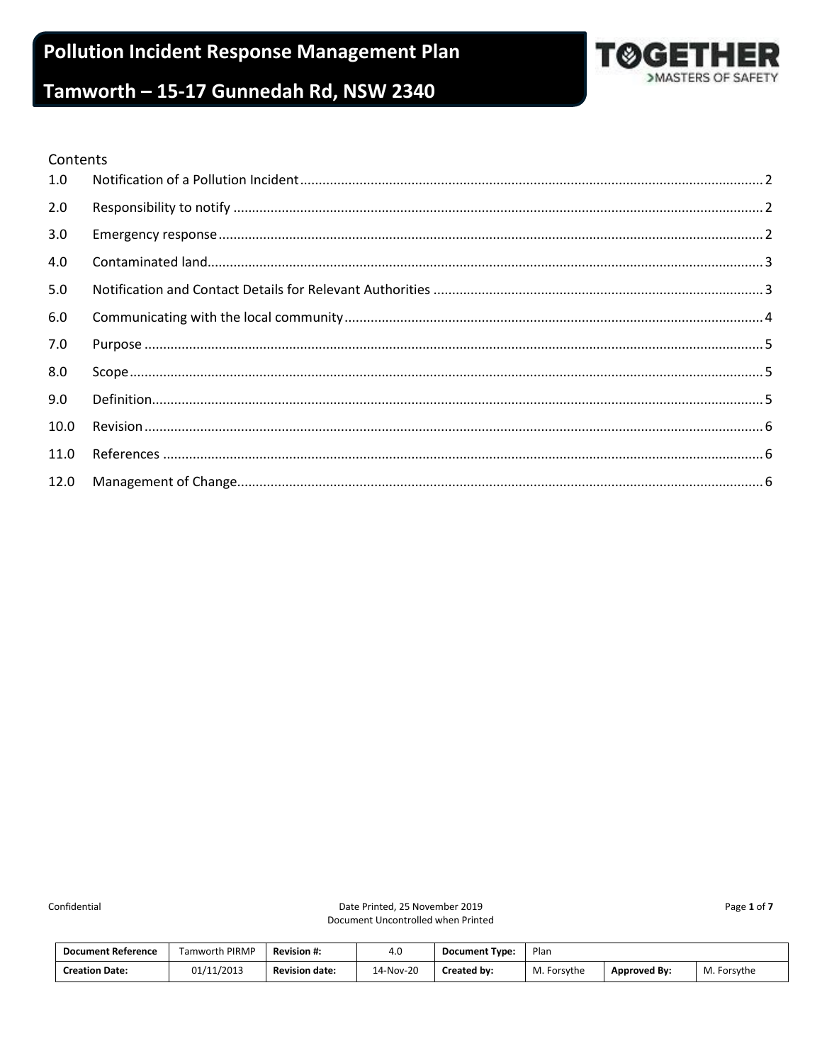# Pollution Incident Response Management Plan

# Tamworth – 15-17 Gunnedah Rd, NSW 2340

TOGETHER
>MASTERS OF SAFETY

Contents

| | | |
|---|---|---|
| 1.0 | Notification of a Pollution Incident | 2 |
| 2.0 | Responsibility to notify | 2 |
| 3.0 | Emergency response | 2 |
| 4.0 | Contaminated land | 3 |
| 5.0 | Notification and Contact Details for Relevant Authorities | 3 |
| 6.0 | Communicating with the local community | 4 |
| 7.0 | Purpose | 5 |
| 8.0 | Scope | 5 |
| 9.0 | Definition | 5 |
| 10.0 | Revision | 6 |
| 11.0 | References | 6 |
| 12.0 | Management of Change | 6 |

Confidential

Date Printed, 25 November 2019
Document Uncontrolled when Printed

| Document Reference | Tamworth PIRMP | Revision #: | 4.0 | Document Type: | Plan | | |
|---|---|---|---|---|---|---|---|
| Creation Date: | 01/11/2013 | Revision date: | 14-Nov-20 | Created by: | M. Forsythe | Approved By: | M. Forsythe |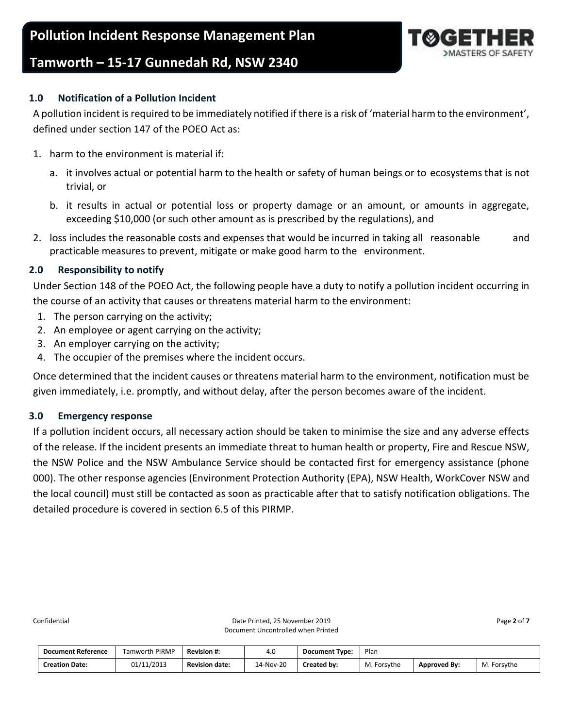## 1.0 Notification of a Pollution Incident

A pollution incident is required to be immediately notified if there is a risk of 'material harm to the environment', defined under section 147 of the POEO Act as:

1. harm to the environment is material if:
   a. it involves actual or potential harm to the health or safety of human beings or to ecosystems that is not trivial, or
   b. it results in actual or potential loss or property damage or an amount, or amounts in aggregate, exceeding $10,000 (or such other amount as is prescribed by the regulations), and
2. loss includes the reasonable costs and expenses that would be incurred in taking all reasonable and practicable measures to prevent, mitigate or make good harm to the environment.

## 2.0 Responsibility to notify

Under Section 148 of the POEO Act, the following people have a duty to notify a pollution incident occurring in the course of an activity that causes or threatens material harm to the environment:

1. The person carrying on the activity;
2. An employee or agent carrying on the activity;
3. An employer carrying on the activity;
4. The occupier of the premises where the incident occurs.

Once determined that the incident causes or threatens material harm to the environment, notification must be given immediately, i.e. promptly, and without delay, after the person becomes aware of the incident.

## 3.0 Emergency response

If a pollution incident occurs, all necessary action should be taken to minimise the size and any adverse effects of the release. If the incident presents an immediate threat to human health or property, Fire and Rescue NSW, the NSW Police and the NSW Ambulance Service should be contacted first for emergency assistance (phone 000). The other response agencies (Environment Protection Authority (EPA), NSW Health, WorkCover NSW and the local council) must still be contacted as soon as practicable after that to satisfy notification obligations. The detailed procedure is covered in section 6.5 of this PIRMP.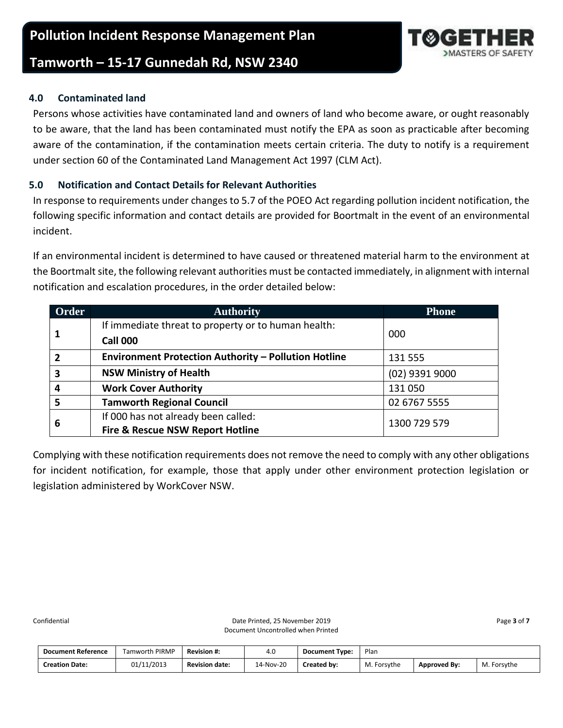## 4.0 Contaminated land

Persons whose activities have contaminated land and owners of land who become aware, or ought reasonably to be aware, that the land has been contaminated must notify the EPA as soon as practicable after becoming aware of the contamination, if the contamination meets certain criteria. The duty to notify is a requirement under section 60 of the Contaminated Land Management Act 1997 (CLM Act).

## 5.0 Notification and Contact Details for Relevant Authorities

In response to requirements under changes to 5.7 of the POEO Act regarding pollution incident notification, the following specific information and contact details are provided for Boortmalt in the event of an environmental incident.

If an environmental incident is determined to have caused or threatened material harm to the environment at the Boortmalt site, the following relevant authorities must be contacted immediately, in alignment with internal notification and escalation procedures, in the order detailed below:

| Order | Authority | Phone |
|---|---|---|
| 1 | If immediate threat to property or to human health: **Call 000** | 000 |
| 2 | **Environment Protection Authority – Pollution Hotline** | 131 555 |
| 3 | **NSW Ministry of Health** | (02) 9391 9000 |
| 4 | **Work Cover Authority** | 131 050 |
| 5 | **Tamworth Regional Council** | 02 6767 5555 |
| 6 | If 000 has not already been called: **Fire & Rescue NSW Report Hotline** | 1300 729 579 |

Complying with these notification requirements does not remove the need to comply with any other obligations for incident notification, for example, those that apply under other environment protection legislation or legislation administered by WorkCover NSW.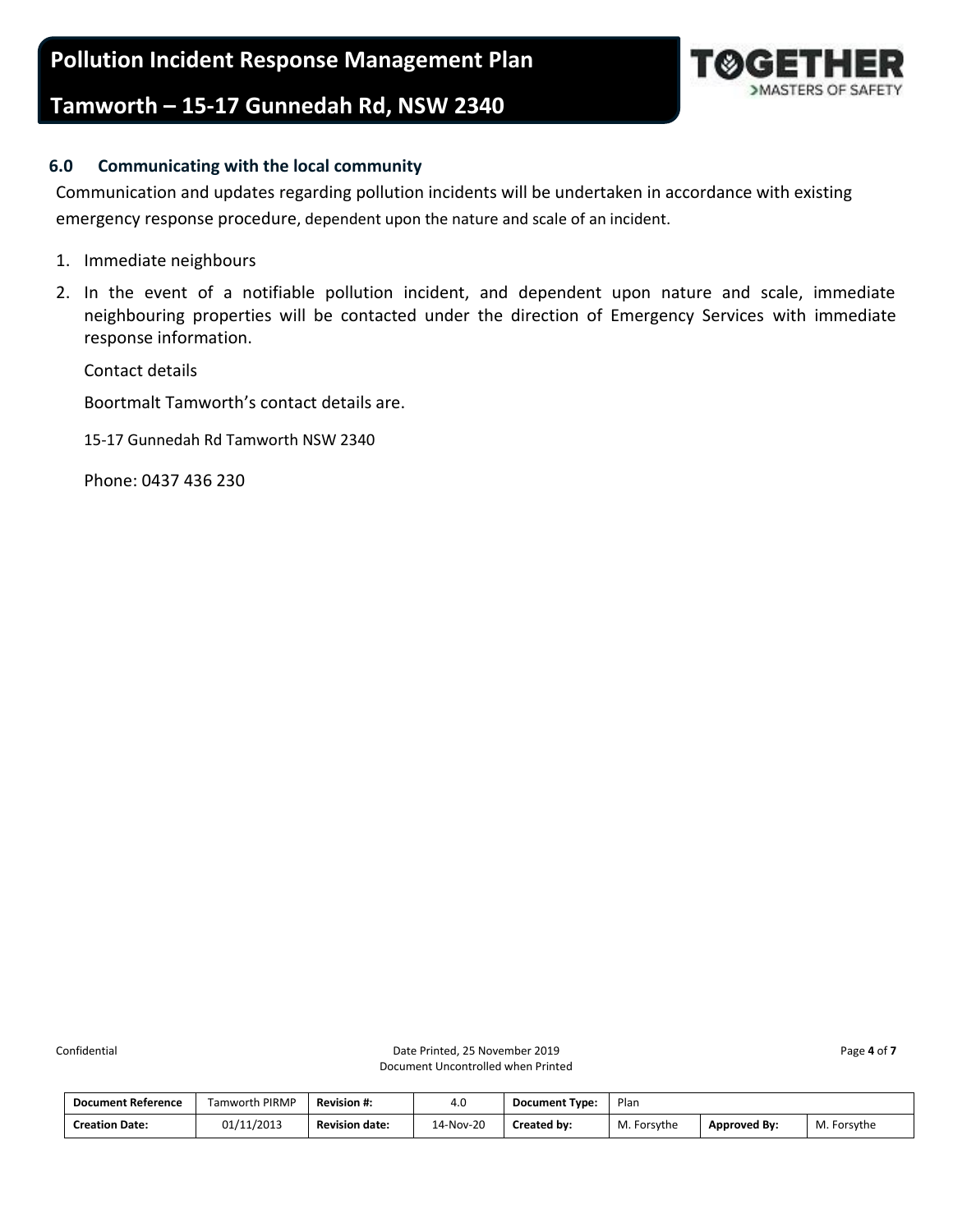## 6.0 Communicating with the local community

Communication and updates regarding pollution incidents will be undertaken in accordance with existing emergency response procedure, dependent upon the nature and scale of an incident.

1. Immediate neighbours
2. In the event of a notifiable pollution incident, and dependent upon nature and scale, immediate neighbouring properties will be contacted under the direction of Emergency Services with immediate response information.

   Contact details

   Boortmalt Tamworth's contact details are.

   15-17 Gunnedah Rd Tamworth NSW 2340

   Phone: 0437 436 230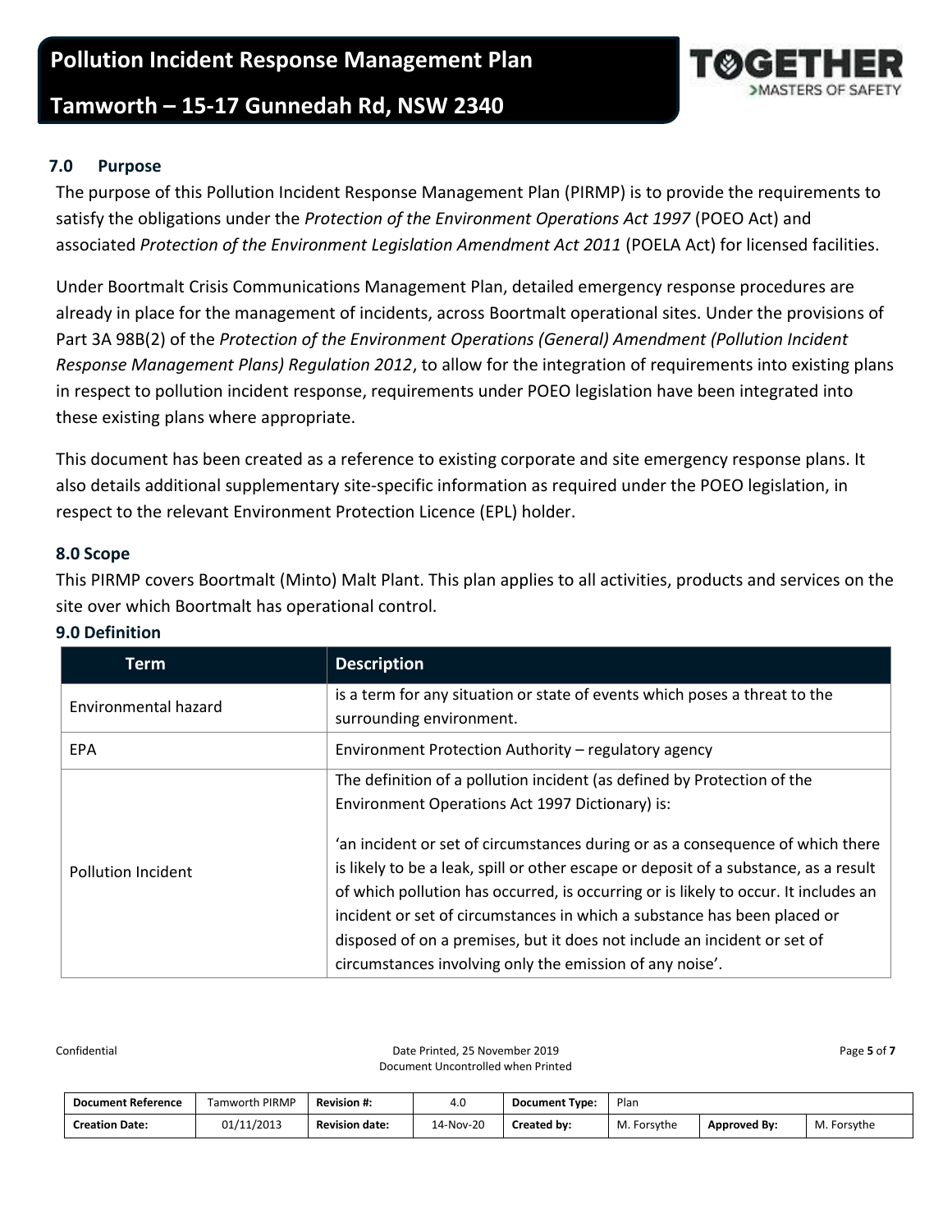## 7.0 Purpose

The purpose of this Pollution Incident Response Management Plan (PIRMP) is to provide the requirements to satisfy the obligations under the *Protection of the Environment Operations Act 1997* (POEO Act) and associated *Protection of the Environment Legislation Amendment Act 2011* (POELA Act) for licensed facilities.

Under Boortmalt Crisis Communications Management Plan, detailed emergency response procedures are already in place for the management of incidents, across Boortmalt operational sites. Under the provisions of Part 3A 98B(2) of the *Protection of the Environment Operations (General) Amendment (Pollution Incident Response Management Plans) Regulation 2012*, to allow for the integration of requirements into existing plans in respect to pollution incident response, requirements under POEO legislation have been integrated into these existing plans where appropriate.

This document has been created as a reference to existing corporate and site emergency response plans. It also details additional supplementary site-specific information as required under the POEO legislation, in respect to the relevant Environment Protection Licence (EPL) holder.

## 8.0 Scope

This PIRMP covers Boortmalt (Minto) Malt Plant. This plan applies to all activities, products and services on the site over which Boortmalt has operational control.

## 9.0 Definition

| Term | Description |
|---|---|
| Environmental hazard | is a term for any situation or state of events which poses a threat to the surrounding environment. |
| EPA | Environment Protection Authority – regulatory agency |
| Pollution Incident | The definition of a pollution incident (as defined by Protection of the Environment Operations Act 1997 Dictionary) is:<br><br>'an incident or set of circumstances during or as a consequence of which there is likely to be a leak, spill or other escape or deposit of a substance, as a result of which pollution has occurred, is occurring or is likely to occur. It includes an incident or set of circumstances in which a substance has been placed or disposed of on a premises, but it does not include an incident or set of circumstances involving only the emission of any noise'. |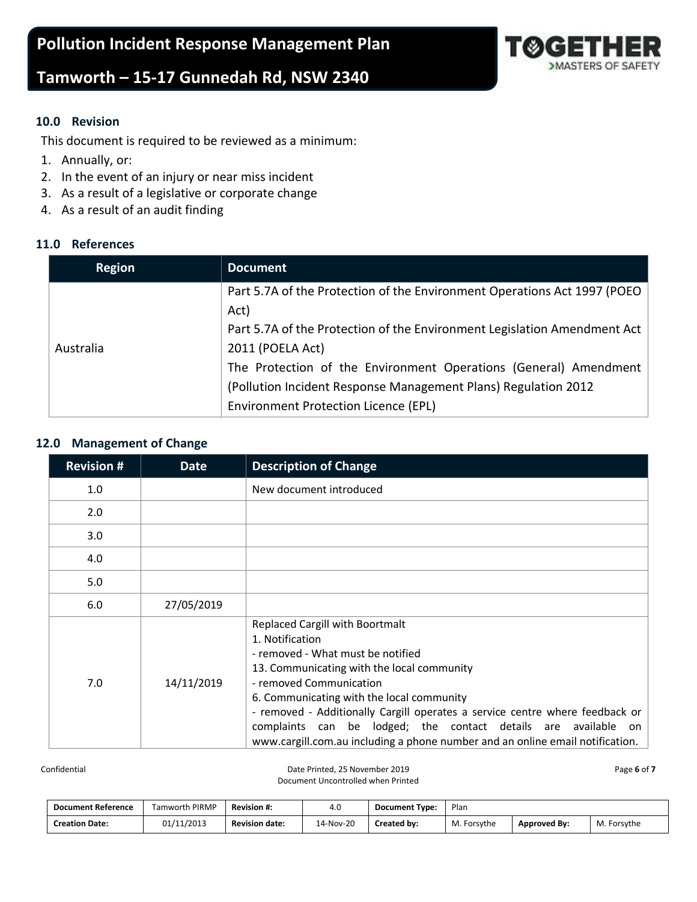## 10.0 Revision

This document is required to be reviewed as a minimum:

1. Annually, or:
2. In the event of an injury or near miss incident
3. As a result of a legislative or corporate change
4. As a result of an audit finding

## 11.0 References

| Region | Document |
|---|---|
| Australia | Part 5.7A of the Protection of the Environment Operations Act 1997 (POEO Act)<br>Part 5.7A of the Protection of the Environment Legislation Amendment Act 2011 (POELA Act)<br>The Protection of the Environment Operations (General) Amendment (Pollution Incident Response Management Plans) Regulation 2012<br>Environment Protection Licence (EPL) |

## 12.0 Management of Change

| Revision # | Date | Description of Change |
|---|---|---|
| 1.0 | | New document introduced |
| 2.0 | | |
| 3.0 | | |
| 4.0 | | |
| 5.0 | | |
| 6.0 | 27/05/2019 | |
| 7.0 | 14/11/2019 | Replaced Cargill with Boortmalt<br>1. Notification<br>- removed - What must be notified<br>13. Communicating with the local community<br>- removed Communication<br>6. Communicating with the local community<br>- removed - Additionally Cargill operates a service centre where feedback or complaints can be lodged; the contact details are available on www.cargill.com.au including a phone number and an online email notification. |

Confidential

Date Printed, 25 November 2019
Document Uncontrolled when Printed

| Document Reference | Tamworth PIRMP | Revision #: | 4.0 | Document Type: | Plan | | |
|---|---|---|---|---|---|---|---|
| Creation Date: | 01/11/2013 | Revision date: | 14-Nov-20 | Created by: | M. Forsythe | Approved By: | M. Forsythe |